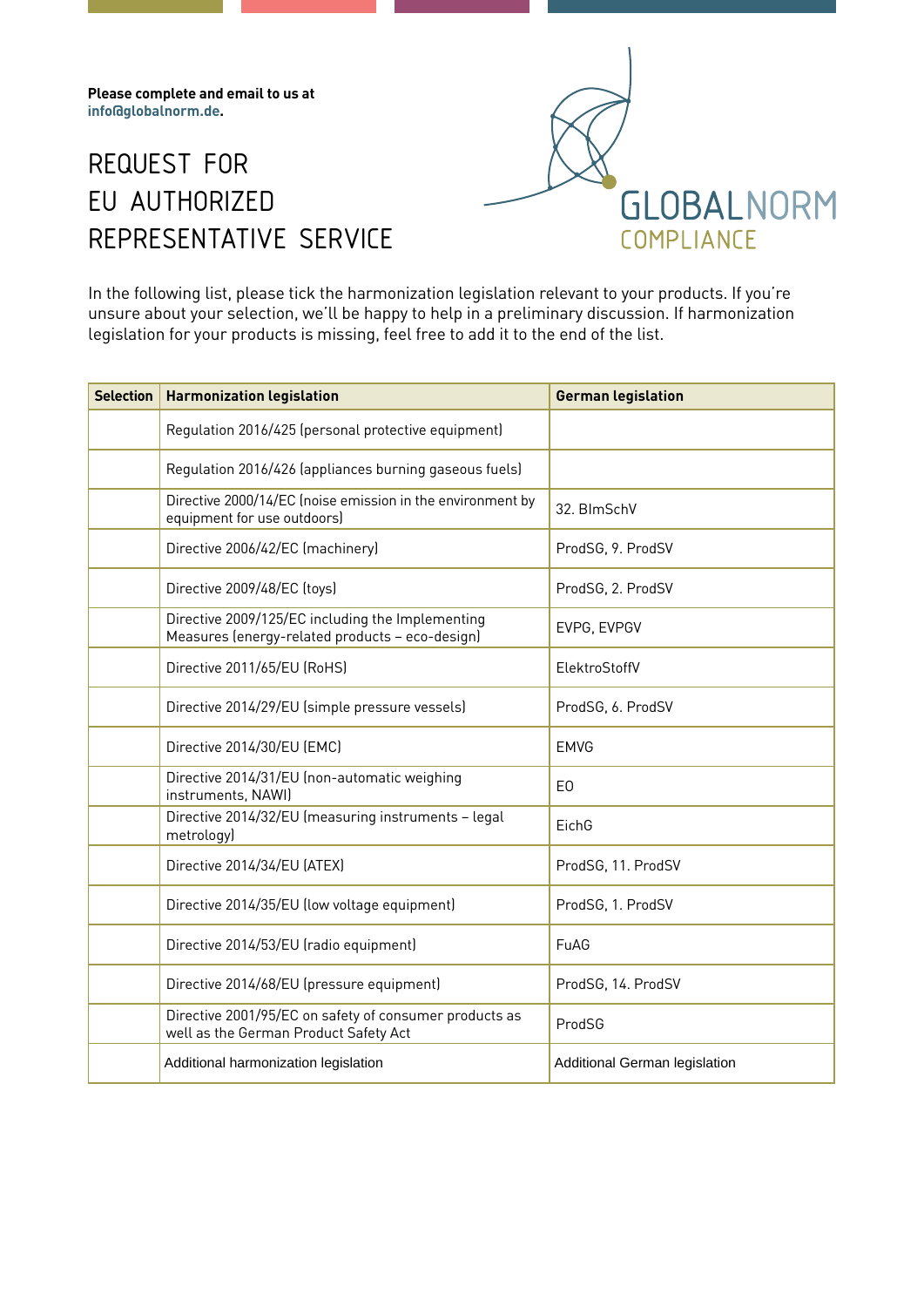**Please complete and email to us at**
**info@globalnorm.de.**

# REQUEST FOR EU AUTHORIZED REPRESENTATIVE SERVICE

GLOBALNORM
COMPLIANCE

In the following list, please tick the harmonization legislation relevant to your products. If you're unsure about your selection, we'll be happy to help in a preliminary discussion. If harmonization legislation for your products is missing, feel free to add it to the end of the list.

| Selection | Harmonization legislation | German legislation |
|---|---|---|
| | Regulation 2016/425 (personal protective equipment) | |
| | Regulation 2016/426 (appliances burning gaseous fuels) | |
| | Directive 2000/14/EC (noise emission in the environment by equipment for use outdoors) | 32. BImSchV |
| | Directive 2006/42/EC (machinery) | ProdSG, 9. ProdSV |
| | Directive 2009/48/EC (toys) | ProdSG, 2. ProdSV |
| | Directive 2009/125/EC including the Implementing Measures (energy-related products – eco-design) | EVPG, EVPGV |
| | Directive 2011/65/EU (RoHS) | ElektroStoffV |
| | Directive 2014/29/EU (simple pressure vessels) | ProdSG, 6. ProdSV |
| | Directive 2014/30/EU (EMC) | EMVG |
| | Directive 2014/31/EU (non-automatic weighing instruments, NAWI) | EO |
| | Directive 2014/32/EU (measuring instruments – legal metrology) | EichG |
| | Directive 2014/34/EU (ATEX) | ProdSG, 11. ProdSV |
| | Directive 2014/35/EU (low voltage equipment) | ProdSG, 1. ProdSV |
| | Directive 2014/53/EU (radio equipment) | FuAG |
| | Directive 2014/68/EU (pressure equipment) | ProdSG, 14. ProdSV |
| | Directive 2001/95/EC on safety of consumer products as well as the German Product Safety Act | ProdSG |
| | Additional harmonization legislation | Additional German legislation |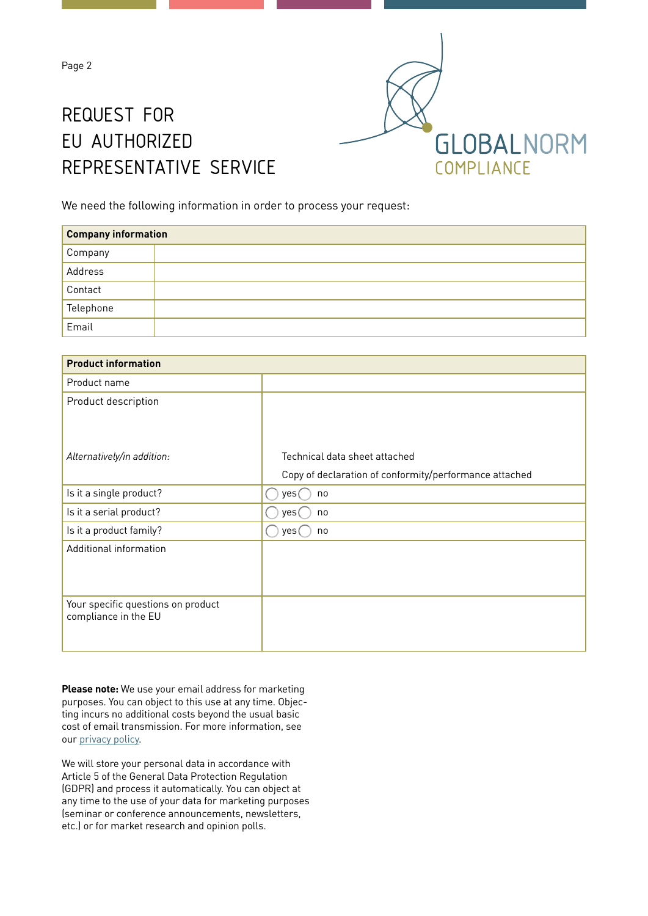# REQUEST FOR EU AUTHORIZED REPRESENTATIVE SERVICE

GLOBALNORM COMPLIANCE

We need the following information in order to process your request:

| **Company information** | |
|---|---|
| Company | |
| Address | |
| Contact | |
| Telephone | |
| Email | |

| **Product information** | |
|---|---|
| Product name | |
| Product description | |
| *Alternatively/in addition:* | Technical data sheet attached<br>Copy of declaration of conformity/performance attached |
| Is it a single product? | ◯ yes ◯ no |
| Is it a serial product? | ◯ yes ◯ no |
| Is it a product family? | ◯ yes ◯ no |
| Additional information | |
| Your specific questions on product compliance in the EU | |

**Please note:** We use your email address for marketing purposes. You can object to this use at any time. Objecting incurs no additional costs beyond the usual basic cost of email transmission. For more information, see our privacy policy.

We will store your personal data in accordance with Article 5 of the General Data Protection Regulation (GDPR) and process it automatically. You can object at any time to the use of your data for marketing purposes (seminar or conference announcements, newsletters, etc.) or for market research and opinion polls.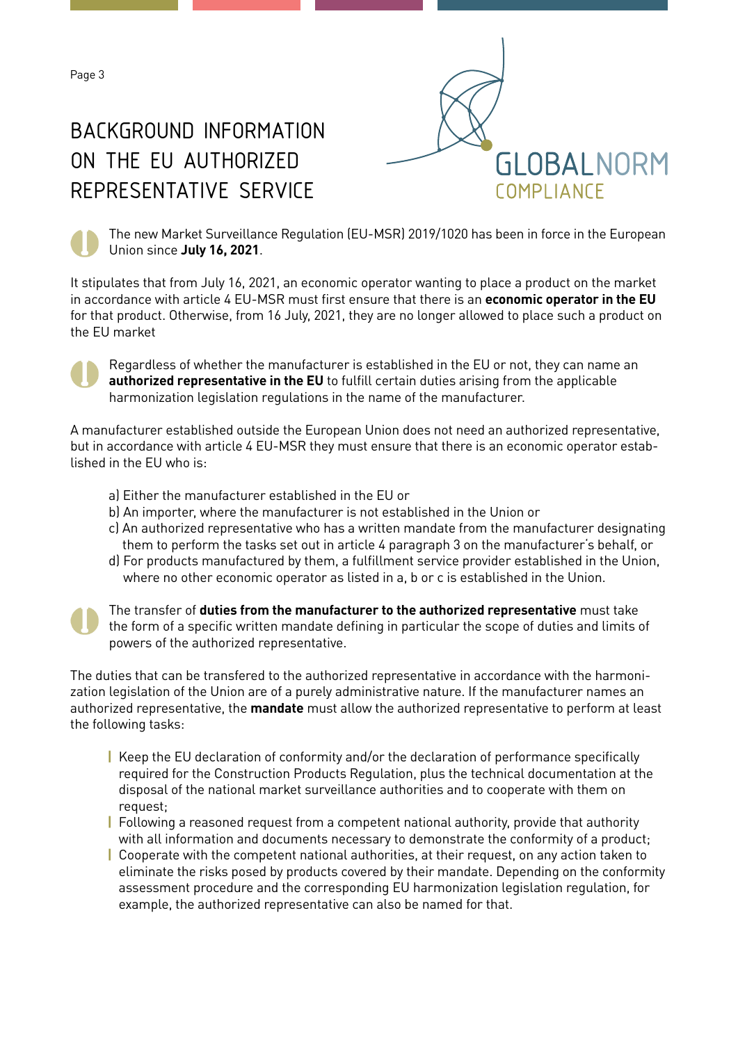# BACKGROUND INFORMATION ON THE EU AUTHORIZED REPRESENTATIVE SERVICE

GLOBALNORM COMPLIANCE

The new Market Surveillance Regulation (EU-MSR) 2019/1020 has been in force in the European Union since **July 16, 2021**.

It stipulates that from July 16, 2021, an economic operator wanting to place a product on the market in accordance with article 4 EU-MSR must first ensure that there is an **economic operator in the EU** for that product. Otherwise, from 16 July, 2021, they are no longer allowed to place such a product on the EU market

Regardless of whether the manufacturer is established in the EU or not, they can name an **authorized representative in the EU** to fulfill certain duties arising from the applicable harmonization legislation regulations in the name of the manufacturer.

A manufacturer established outside the European Union does not need an authorized representative, but in accordance with article 4 EU-MSR they must ensure that there is an economic operator established in the EU who is:

a) Either the manufacturer established in the EU or
b) An importer, where the manufacturer is not established in the Union or
c) An authorized representative who has a written mandate from the manufacturer designating them to perform the tasks set out in article 4 paragraph 3 on the manufacturer's behalf, or
d) For products manufactured by them, a fulfillment service provider established in the Union, where no other economic operator as listed in a, b or c is established in the Union.

The transfer of **duties from the manufacturer to the authorized representative** must take the form of a specific written mandate defining in particular the scope of duties and limits of powers of the authorized representative.

The duties that can be transfered to the authorized representative in accordance with the harmonization legislation of the Union are of a purely administrative nature. If the manufacturer names an authorized representative, the **mandate** must allow the authorized representative to perform at least the following tasks:

- Keep the EU declaration of conformity and/or the declaration of performance specifically required for the Construction Products Regulation, plus the technical documentation at the disposal of the national market surveillance authorities and to cooperate with them on request;
- Following a reasoned request from a competent national authority, provide that authority with all information and documents necessary to demonstrate the conformity of a product;
- Cooperate with the competent national authorities, at their request, on any action taken to eliminate the risks posed by products covered by their mandate. Depending on the conformity assessment procedure and the corresponding EU harmonization legislation regulation, for example, the authorized representative can also be named for that.